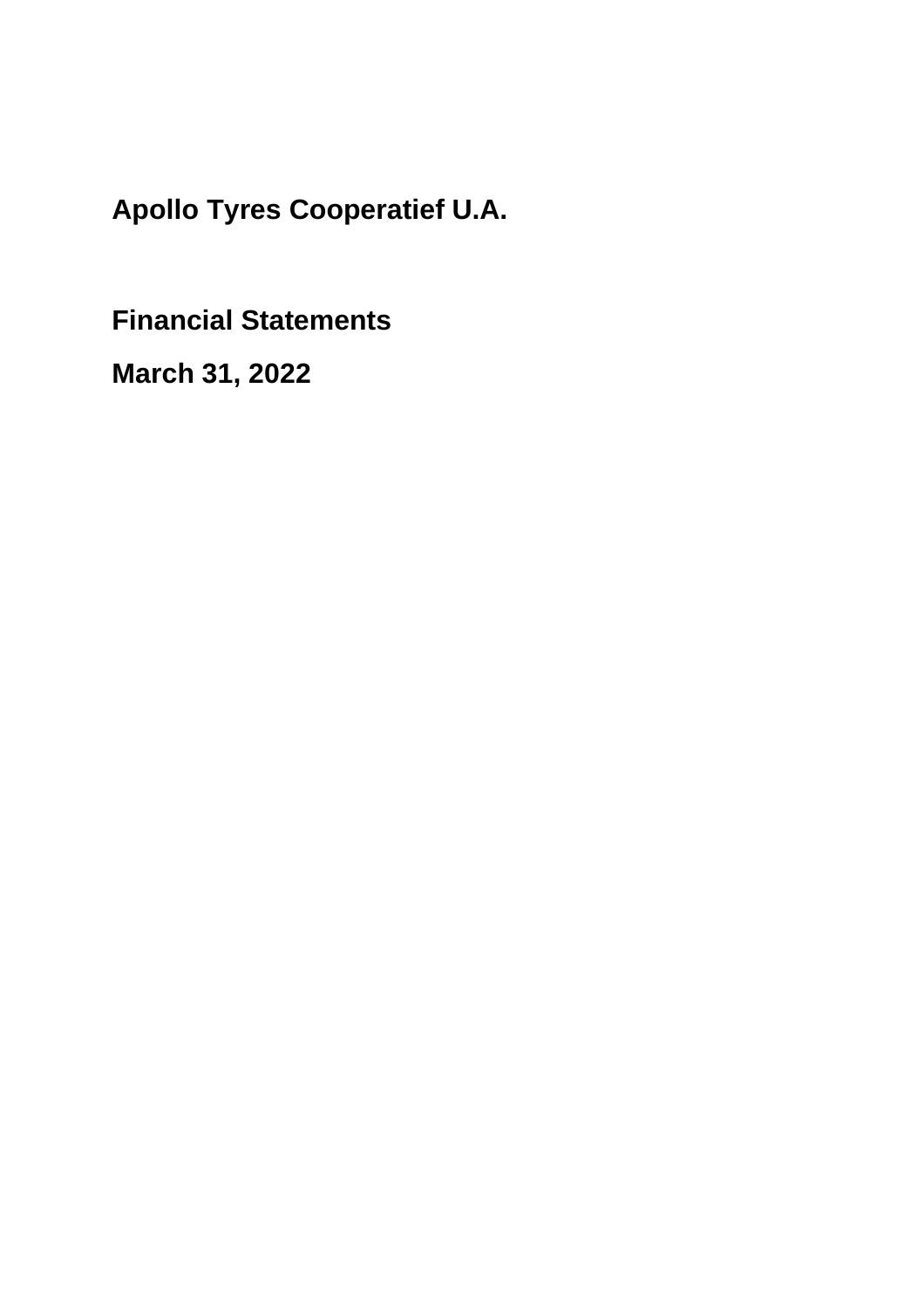# Apollo Tyres Cooperatief U.A.

## Financial Statements

## March 31, 2022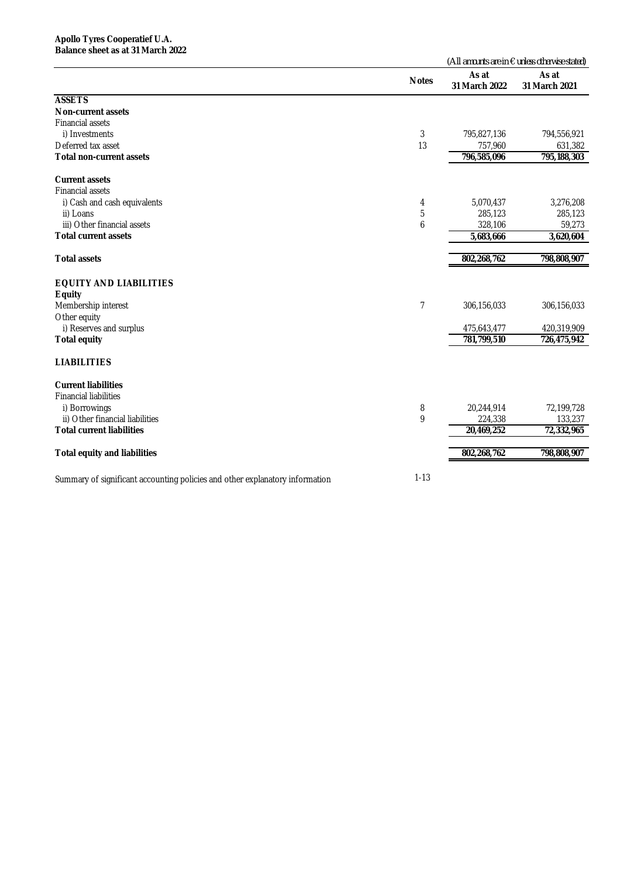**Apollo Tyres Cooperatief U.A.**
**Balance sheet as at 31 March 2022**

(All amounts are in € unless otherwise stated)

| | Notes | As at 31 March 2022 | As at 31 March 2021 |
|---|---|---|---|
| **ASSETS** | | | |
| **Non-current assets** | | | |
| Financial assets | | | |
| i) Investments | 3 | 795,827,136 | 794,556,921 |
| Deferred tax asset | 13 | 757,960 | 631,382 |
| **Total non-current assets** | | **796,585,096** | **795,188,303** |
| **Current assets** | | | |
| Financial assets | | | |
| i) Cash and cash equivalents | 4 | 5,070,437 | 3,276,208 |
| ii) Loans | 5 | 285,123 | 285,123 |
| iii) Other financial assets | 6 | 328,106 | 59,273 |
| **Total current assets** | | **5,683,666** | **3,620,604** |
| **Total assets** | | **802,268,762** | **798,808,907** |
| **EQUITY AND LIABILITIES** | | | |
| **Equity** | | | |
| Membership interest | 7 | 306,156,033 | 306,156,033 |
| Other equity | | | |
| i) Reserves and surplus | | 475,643,477 | 420,319,909 |
| **Total equity** | | **781,799,510** | **726,475,942** |
| **LIABILITIES** | | | |
| **Current liabilities** | | | |
| Financial liabilities | | | |
| i) Borrowings | 8 | 20,244,914 | 72,199,728 |
| ii) Other financial liabilities | 9 | 224,338 | 133,237 |
| **Total current liabilities** | | **20,469,252** | **72,332,965** |
| **Total equity and liabilities** | | **802,268,762** | **798,808,907** |

Summary of significant accounting policies and other explanatory information 1-13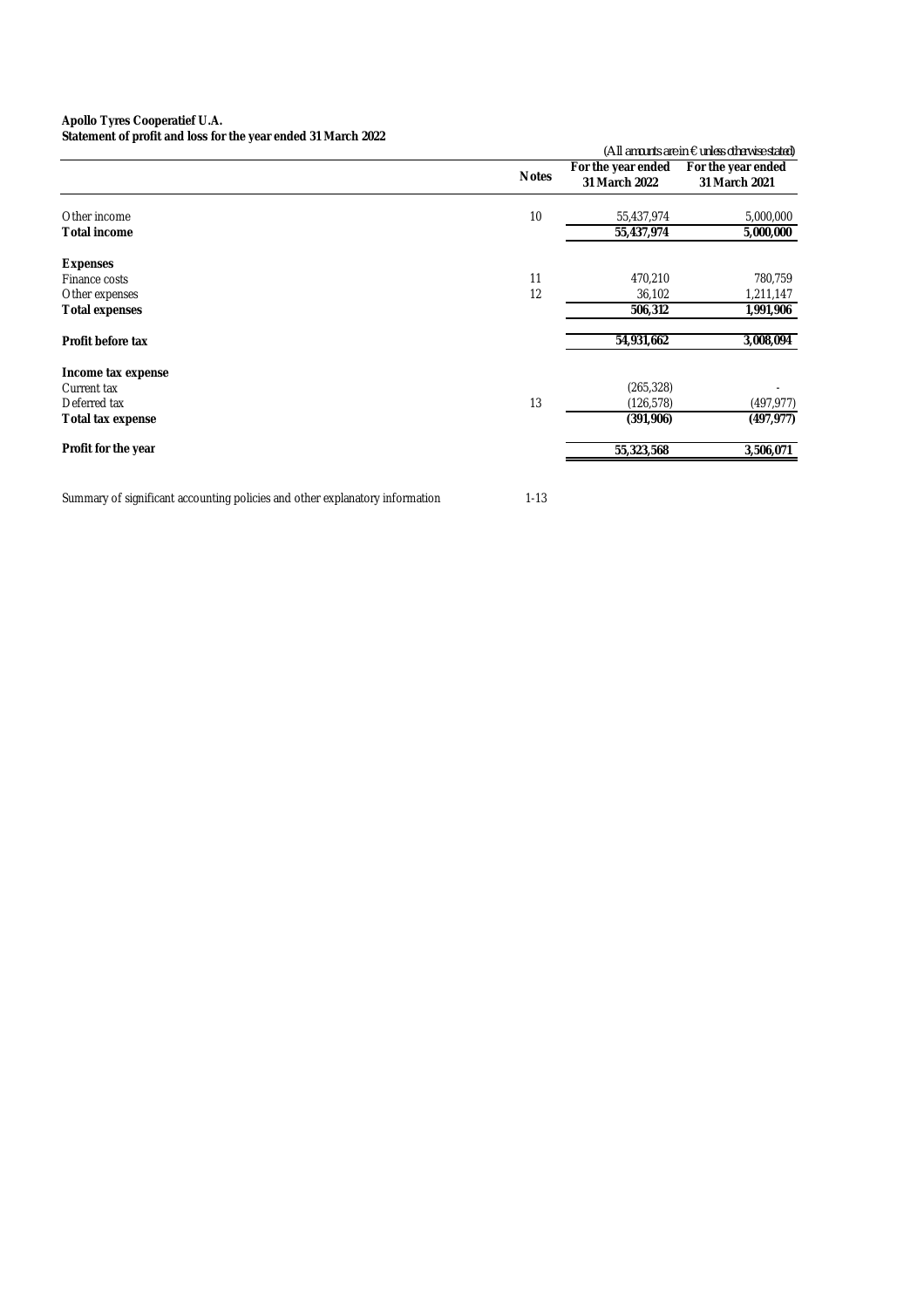**Apollo Tyres Cooperatief U.A.**
**Statement of profit and loss for the year ended 31 March 2022**

*(All amounts are in € unless otherwise stated)*

| | Notes | For the year ended 31 March 2022 | For the year ended 31 March 2021 |
|---|---|---|---|
| Other income | 10 | 55,437,974 | 5,000,000 |
| **Total income** | | **55,437,974** | **5,000,000** |
| | | | |
| **Expenses** | | | |
| Finance costs | 11 | 470,210 | 780,759 |
| Other expenses | 12 | 36,102 | 1,211,147 |
| **Total expenses** | | **506,312** | **1,991,906** |
| | | | |
| **Profit before tax** | | **54,931,662** | **3,008,094** |
| | | | |
| **Income tax expense** | | | |
| Current tax | | (265,328) | - |
| Deferred tax | 13 | (126,578) | (497,977) |
| **Total tax expense** | | **(391,906)** | **(497,977)** |
| | | | |
| **Profit for the year** | | **55,323,568** | **3,506,071** |

Summary of significant accounting policies and other explanatory information 1-13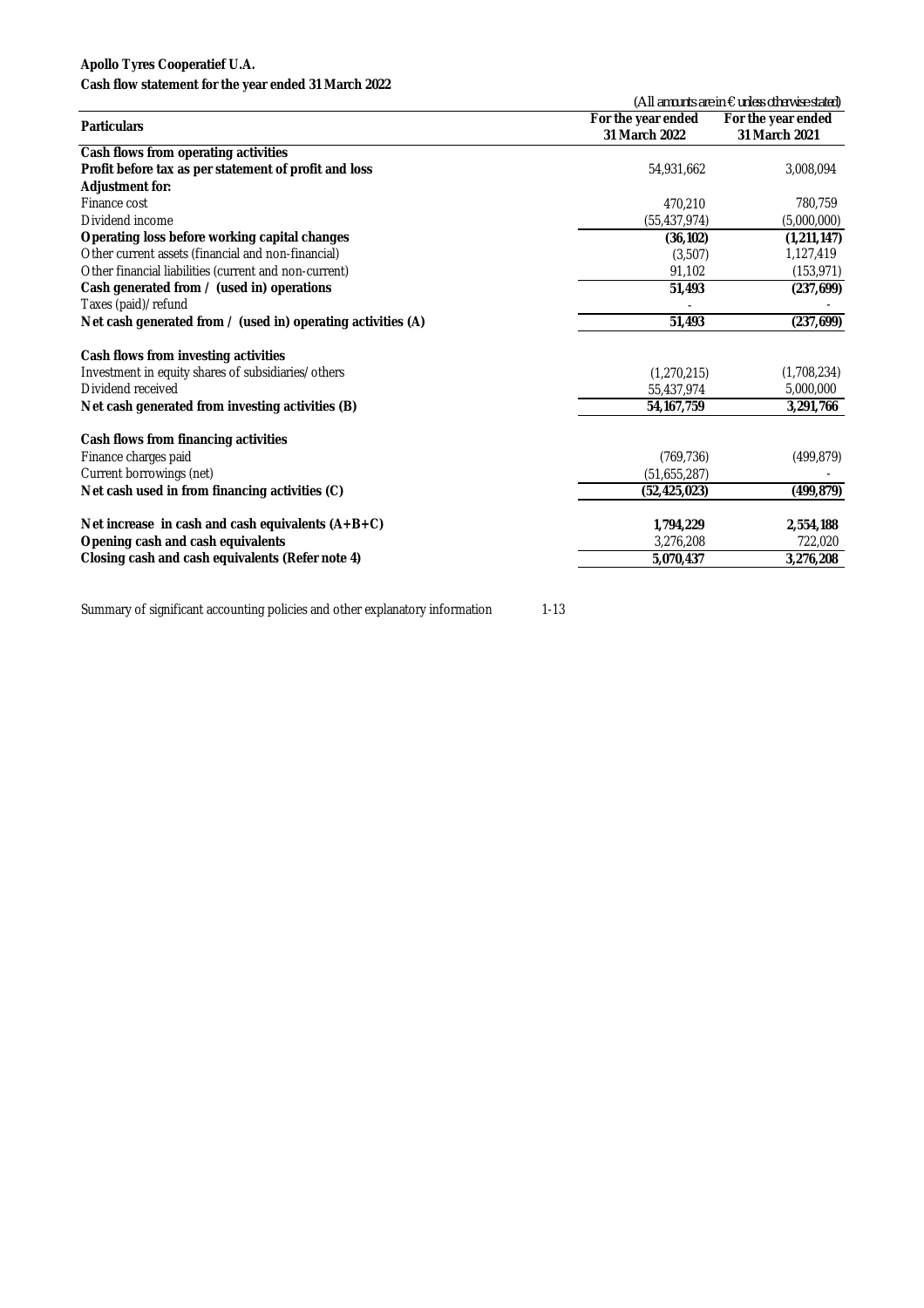**Apollo Tyres Cooperatief U.A.**
**Cash flow statement for the year ended 31 March 2022**

(All amounts are in € unless otherwise stated)

| Particulars | For the year ended 31 March 2022 | For the year ended 31 March 2021 |
|---|---|---|
| **Cash flows from operating activities** | | |
| **Profit before tax as per statement of profit and loss** | 54,931,662 | 3,008,094 |
| **Adjustment for:** | | |
| Finance cost | 470,210 | 780,759 |
| Dividend income | (55,437,974) | (5,000,000) |
| **Operating loss before working capital changes** | **(36,102)** | **(1,211,147)** |
| Other current assets (financial and non-financial) | (3,507) | 1,127,419 |
| Other financial liabilities (current and non-current) | 91,102 | (153,971) |
| **Cash generated from / (used in) operations** | **51,493** | **(237,699)** |
| Taxes (paid)/refund | - | - |
| **Net cash generated from / (used in) operating activities (A)** | **51,493** | **(237,699)** |
| | | |
| **Cash flows from investing activities** | | |
| Investment in equity shares of subsidiaries/others | (1,270,215) | (1,708,234) |
| Dividend received | 55,437,974 | 5,000,000 |
| **Net cash generated from investing activities (B)** | **54,167,759** | **3,291,766** |
| | | |
| **Cash flows from financing activities** | | |
| Finance charges paid | (769,736) | (499,879) |
| Current borrowings (net) | (51,655,287) | - |
| **Net cash used in from financing activities (C)** | **(52,425,023)** | **(499,879)** |
| | | |
| **Net increase in cash and cash equivalents (A+B+C)** | **1,794,229** | **2,554,188** |
| **Opening cash and cash equivalents** | 3,276,208 | 722,020 |
| **Closing cash and cash equivalents (Refer note 4)** | **5,070,437** | **3,276,208** |

Summary of significant accounting policies and other explanatory information 1-13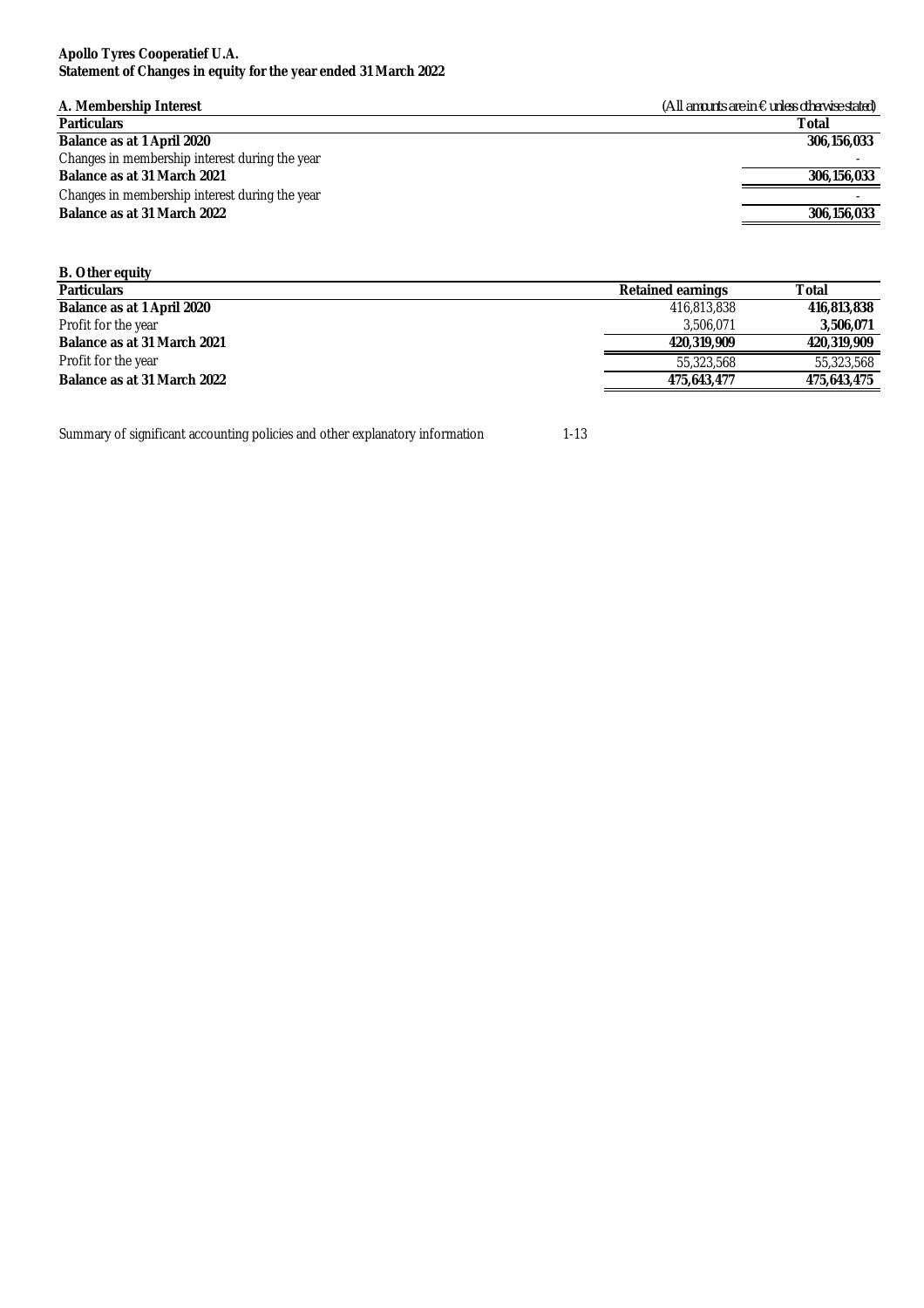**Apollo Tyres Cooperatief U.A.**
**Statement of Changes in equity for the year ended 31 March 2022**

**A. Membership Interest**

*(All amounts are in € unless otherwise stated)*

| Particulars | Total |
|---|---|
| **Balance as at 1 April 2020** | **306,156,033** |
| Changes in membership interest during the year | - |
| **Balance as at 31 March 2021** | **306,156,033** |
| Changes in membership interest during the year | - |
| **Balance as at 31 March 2022** | **306,156,033** |

**B. Other equity**

| Particulars | Retained earnings | Total |
|---|---|---|
| **Balance as at 1 April 2020** | 416,813,838 | **416,813,838** |
| Profit for the year | 3,506,071 | **3,506,071** |
| **Balance as at 31 March 2021** | **420,319,909** | **420,319,909** |
| Profit for the year | 55,323,568 | 55,323,568 |
| **Balance as at 31 March 2022** | **475,643,477** | **475,643,475** |

Summary of significant accounting policies and other explanatory information 1-13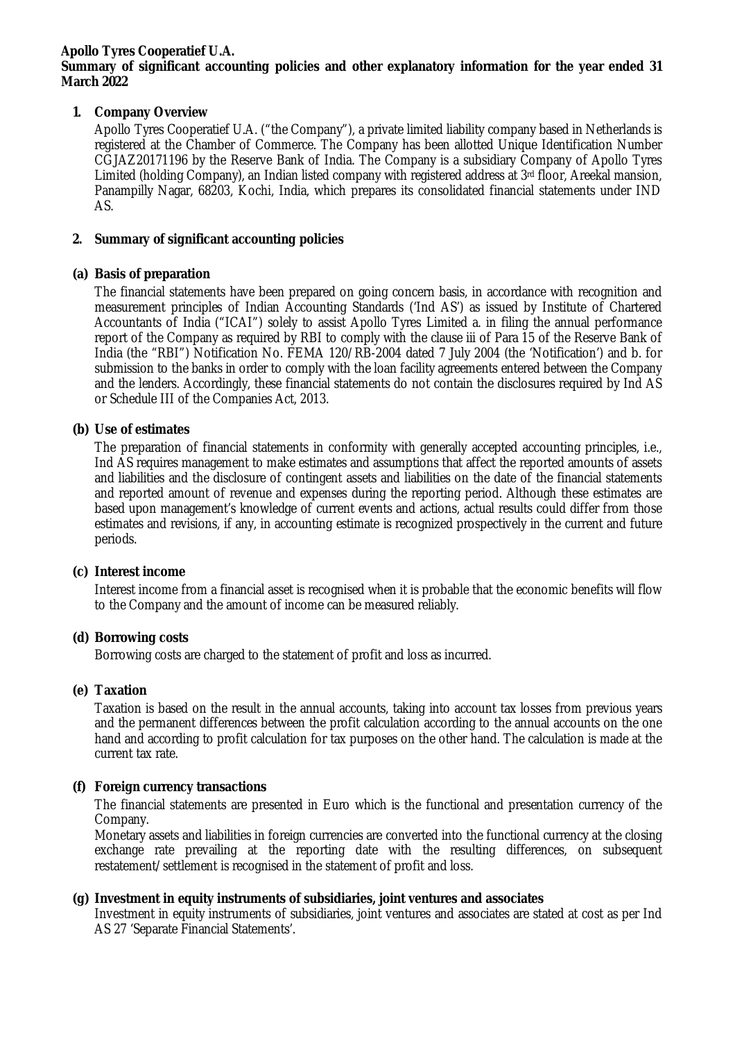**Apollo Tyres Cooperatief U.A.**
**Summary of significant accounting policies and other explanatory information for the year ended 31 March 2022**

## 1. Company Overview

Apollo Tyres Cooperatief U.A. ("the Company"), a private limited liability company based in Netherlands is registered at the Chamber of Commerce. The Company has been allotted Unique Identification Number CGJAZ20171196 by the Reserve Bank of India. The Company is a subsidiary Company of Apollo Tyres Limited (holding Company), an Indian listed company with registered address at 3rd floor, Areekal mansion, Panampilly Nagar, 68203, Kochi, India, which prepares its consolidated financial statements under IND AS.

## 2. Summary of significant accounting policies

### (a) Basis of preparation

The financial statements have been prepared on going concern basis, in accordance with recognition and measurement principles of Indian Accounting Standards ('Ind AS') as issued by Institute of Chartered Accountants of India ("ICAI") solely to assist Apollo Tyres Limited a. in filing the annual performance report of the Company as required by RBI to comply with the clause iii of Para 15 of the Reserve Bank of India (the "RBI") Notification No. FEMA 120/RB-2004 dated 7 July 2004 (the 'Notification') and b. for submission to the banks in order to comply with the loan facility agreements entered between the Company and the lenders. Accordingly, these financial statements do not contain the disclosures required by Ind AS or Schedule III of the Companies Act, 2013.

### (b) Use of estimates

The preparation of financial statements in conformity with generally accepted accounting principles, i.e., Ind AS requires management to make estimates and assumptions that affect the reported amounts of assets and liabilities and the disclosure of contingent assets and liabilities on the date of the financial statements and reported amount of revenue and expenses during the reporting period. Although these estimates are based upon management's knowledge of current events and actions, actual results could differ from those estimates and revisions, if any, in accounting estimate is recognized prospectively in the current and future periods.

### (c) Interest income

Interest income from a financial asset is recognised when it is probable that the economic benefits will flow to the Company and the amount of income can be measured reliably.

### (d) Borrowing costs

Borrowing costs are charged to the statement of profit and loss as incurred.

### (e) Taxation

Taxation is based on the result in the annual accounts, taking into account tax losses from previous years and the permanent differences between the profit calculation according to the annual accounts on the one hand and according to profit calculation for tax purposes on the other hand. The calculation is made at the current tax rate.

### (f) Foreign currency transactions

The financial statements are presented in Euro which is the functional and presentation currency of the Company.

Monetary assets and liabilities in foreign currencies are converted into the functional currency at the closing exchange rate prevailing at the reporting date with the resulting differences, on subsequent restatement/settlement is recognised in the statement of profit and loss.

### (g) Investment in equity instruments of subsidiaries, joint ventures and associates

Investment in equity instruments of subsidiaries, joint ventures and associates are stated at cost as per Ind AS 27 'Separate Financial Statements'.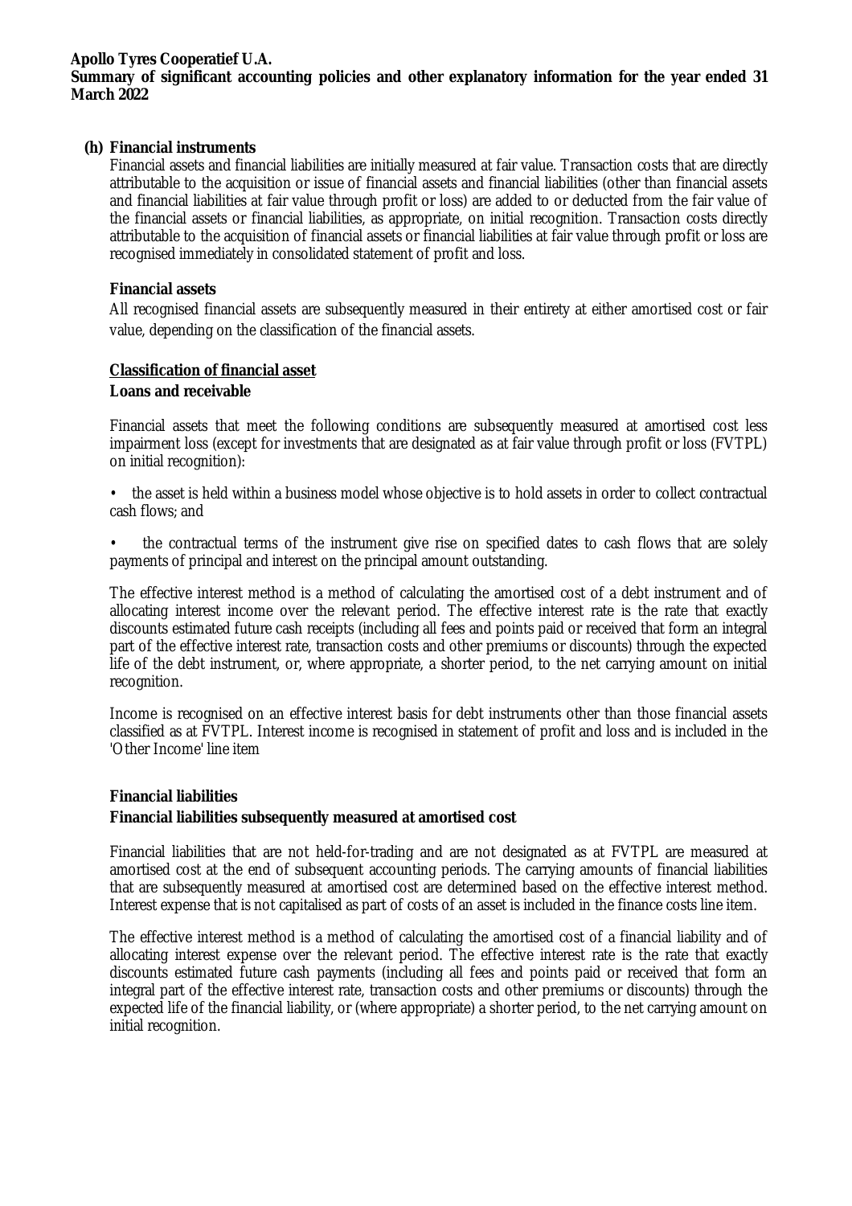**(h) Financial instruments**

Financial assets and financial liabilities are initially measured at fair value. Transaction costs that are directly attributable to the acquisition or issue of financial assets and financial liabilities (other than financial assets and financial liabilities at fair value through profit or loss) are added to or deducted from the fair value of the financial assets or financial liabilities, as appropriate, on initial recognition. Transaction costs directly attributable to the acquisition of financial assets or financial liabilities at fair value through profit or loss are recognised immediately in consolidated statement of profit and loss.

**Financial assets**

All recognised financial assets are subsequently measured in their entirety at either amortised cost or fair value, depending on the classification of the financial assets.

**Classification of financial asset**

**Loans and receivable**

Financial assets that meet the following conditions are subsequently measured at amortised cost less impairment loss (except for investments that are designated as at fair value through profit or loss (FVTPL) on initial recognition):

• the asset is held within a business model whose objective is to hold assets in order to collect contractual cash flows; and

• the contractual terms of the instrument give rise on specified dates to cash flows that are solely payments of principal and interest on the principal amount outstanding.

The effective interest method is a method of calculating the amortised cost of a debt instrument and of allocating interest income over the relevant period. The effective interest rate is the rate that exactly discounts estimated future cash receipts (including all fees and points paid or received that form an integral part of the effective interest rate, transaction costs and other premiums or discounts) through the expected life of the debt instrument, or, where appropriate, a shorter period, to the net carrying amount on initial recognition.

Income is recognised on an effective interest basis for debt instruments other than those financial assets classified as at FVTPL. Interest income is recognised in statement of profit and loss and is included in the 'Other Income' line item

**Financial liabilities**

**Financial liabilities subsequently measured at amortised cost**

Financial liabilities that are not held-for-trading and are not designated as at FVTPL are measured at amortised cost at the end of subsequent accounting periods. The carrying amounts of financial liabilities that are subsequently measured at amortised cost are determined based on the effective interest method. Interest expense that is not capitalised as part of costs of an asset is included in the finance costs line item.

The effective interest method is a method of calculating the amortised cost of a financial liability and of allocating interest expense over the relevant period. The effective interest rate is the rate that exactly discounts estimated future cash payments (including all fees and points paid or received that form an integral part of the effective interest rate, transaction costs and other premiums or discounts) through the expected life of the financial liability, or (where appropriate) a shorter period, to the net carrying amount on initial recognition.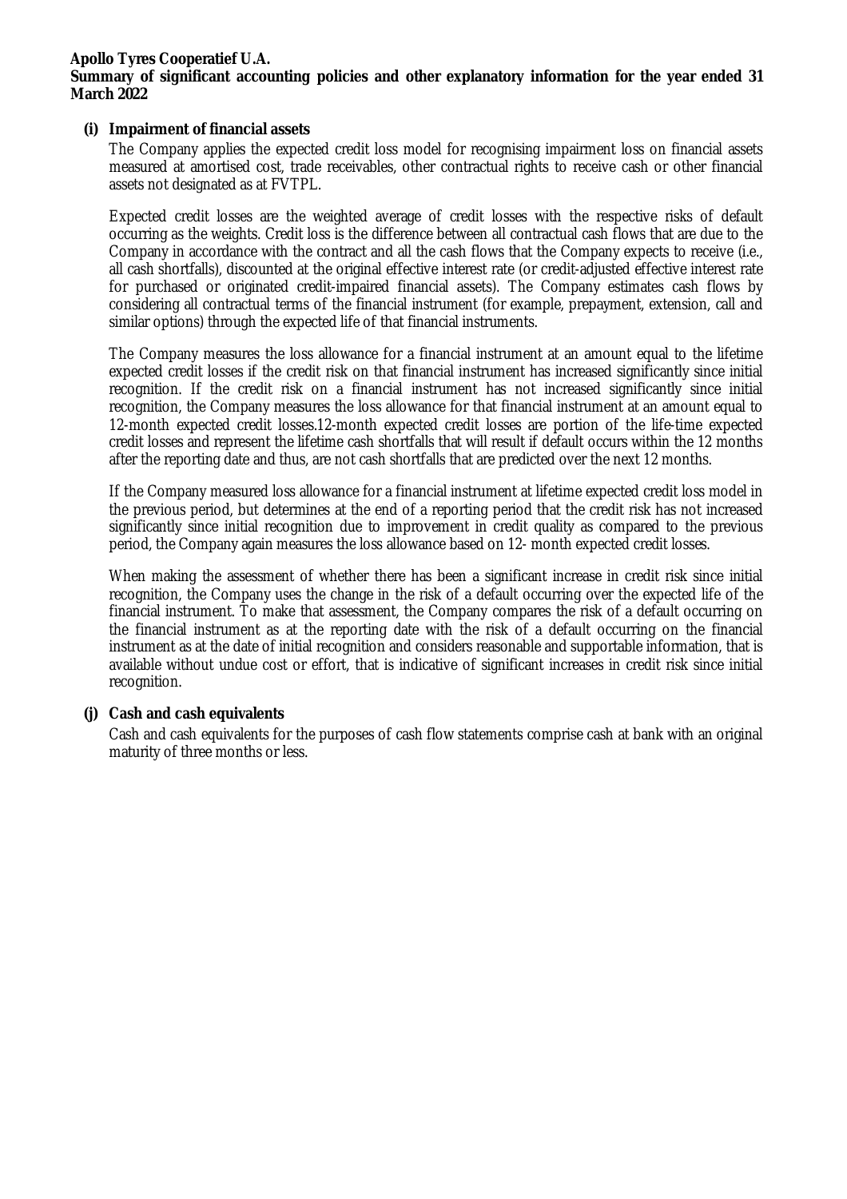## (i) Impairment of financial assets

The Company applies the expected credit loss model for recognising impairment loss on financial assets measured at amortised cost, trade receivables, other contractual rights to receive cash or other financial assets not designated as at FVTPL.

Expected credit losses are the weighted average of credit losses with the respective risks of default occurring as the weights. Credit loss is the difference between all contractual cash flows that are due to the Company in accordance with the contract and all the cash flows that the Company expects to receive (i.e., all cash shortfalls), discounted at the original effective interest rate (or credit-adjusted effective interest rate for purchased or originated credit-impaired financial assets). The Company estimates cash flows by considering all contractual terms of the financial instrument (for example, prepayment, extension, call and similar options) through the expected life of that financial instruments.

The Company measures the loss allowance for a financial instrument at an amount equal to the lifetime expected credit losses if the credit risk on that financial instrument has increased significantly since initial recognition. If the credit risk on a financial instrument has not increased significantly since initial recognition, the Company measures the loss allowance for that financial instrument at an amount equal to 12-month expected credit losses.12-month expected credit losses are portion of the life-time expected credit losses and represent the lifetime cash shortfalls that will result if default occurs within the 12 months after the reporting date and thus, are not cash shortfalls that are predicted over the next 12 months.

If the Company measured loss allowance for a financial instrument at lifetime expected credit loss model in the previous period, but determines at the end of a reporting period that the credit risk has not increased significantly since initial recognition due to improvement in credit quality as compared to the previous period, the Company again measures the loss allowance based on 12- month expected credit losses.

When making the assessment of whether there has been a significant increase in credit risk since initial recognition, the Company uses the change in the risk of a default occurring over the expected life of the financial instrument. To make that assessment, the Company compares the risk of a default occurring on the financial instrument as at the reporting date with the risk of a default occurring on the financial instrument as at the date of initial recognition and considers reasonable and supportable information, that is available without undue cost or effort, that is indicative of significant increases in credit risk since initial recognition.

## (j) Cash and cash equivalents

Cash and cash equivalents for the purposes of cash flow statements comprise cash at bank with an original maturity of three months or less.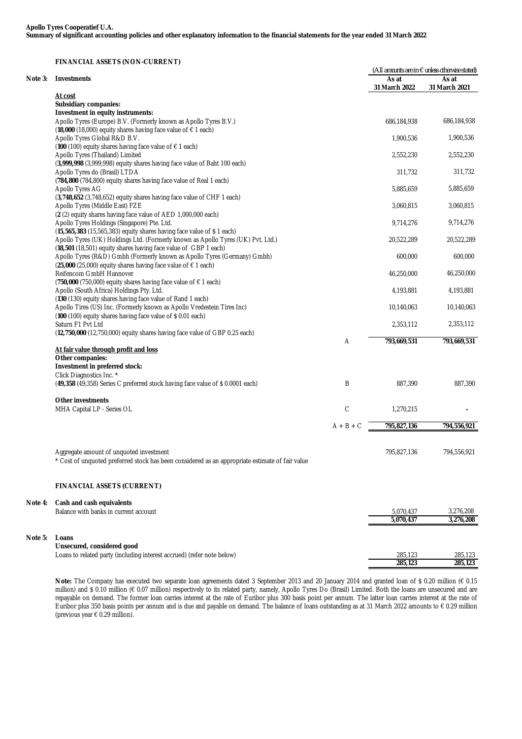**Apollo Tyres Cooperatief U.A.**
**Summary of significant accounting policies and other explanatory information to the financial statements for the year ended 31 March 2022**

**FINANCIAL ASSETS (NON-CURRENT)**

(All amounts are in € unless otherwise stated)

**Note 3: Investments**

| | | As at 31 March 2022 | As at 31 March 2021 |
|---|---|---|---|
| **At cost** | | | |
| **Subsidiary companies:** | | | |
| **Investment in equity instruments:** | | | |
| Apollo Tyres (Europe) B.V. (Formerly known as Apollo Tyres B.V.) (**18,000** (18,000) equity shares having face value of € 1 each) | | 686,184,938 | 686,184,938 |
| Apollo Tyres Global R&D B.V. (**100** (100) equity shares having face value of € 1 each) | | 1,900,536 | 1,900,536 |
| Apollo Tyres (Thailand) Limited (**3,999,998** (3,999,998) equity shares having face value of Baht 100 each) | | 2,552,230 | 2,552,230 |
| Apollo Tyres do (Brasil) LTDA (**784,800** (784,800) equity shares having face value of Real 1 each) | | 311,732 | 311,732 |
| Apollo Tyres AG (**3,748,652** (3,748,652) equity shares having face value of CHF 1 each) | | 5,885,659 | 5,885,659 |
| Apollo Tyres (Middle East) FZE (**2** (2) equity shares having face value of AED 1,000,000 each) | | 3,060,815 | 3,060,815 |
| Apollo Tyres Holdings (Singapore) Pte. Ltd. (**15,565,383** (15,565,383) equity shares having face value of $ 1 each) | | 9,714,276 | 9,714,276 |
| Apollo Tyres (UK) Holdings Ltd. (Formerly known as Apollo Tyres (UK) Pvt. Ltd.) (**18,501** (18,501) equity shares having face value of GBP 1 each) | | 20,522,289 | 20,522,289 |
| Apollo Tyres (R&D) Gmbh (Formerly known as Apollo Tyres (Germany) Gmbh) (**25,000** (25,000) equity shares having face value of € 1 each) | | 600,000 | 600,000 |
| Reifencom GmbH Hannover (**750,000** (750,000) equity shares having face value of € 1 each) | | 46,250,000 | 46,250,000 |
| Apollo (South Africa) Holdings Pty. Ltd. (**130** (130) equity shares having face value of Rand 1 each) | | 4,193,881 | 4,193,881 |
| Apollo Tires (US) Inc. (Formerly known as Apollo Vredestein Tires Inc) (**100** (100) equity shares having face value of $ 0.01 each) | | 10,140,063 | 10,140,063 |
| Saturn F1 Pvt Ltd (**12,750,000** (12,750,000) equity shares having face value of GBP 0.25 each) | | 2,353,112 | 2,353,112 |
| | A | **793,669,531** | **793,669,531** |
| **At fair value through profit and loss** | | | |
| **Other companies:** | | | |
| **Investment in preferred stock:** | | | |
| Click Diagnostics Inc. * (**49,358** (49,358) Series C preferred stock having face value of $ 0.0001 each) | B | 887,390 | 887,390 |
| **Other investments** | | | |
| MHA Capital LP - Series OL | C | 1,270,215 | - |
| | A + B + C | **795,827,136** | **794,556,921** |
| Aggregate amount of unquoted investment | | 795,827,136 | 794,556,921 |

\* Cost of unquoted preferred stock has been considered as an appropriate estimate of fair value

**FINANCIAL ASSETS (CURRENT)**

**Note 4: Cash and cash equivalents**

| | As at 31 March 2022 | As at 31 March 2021 |
|---|---|---|
| Balance with banks in current account | 5,070,437 | 3,276,208 |
| | **5,070,437** | **3,276,208** |

**Note 5: Loans**

| | As at 31 March 2022 | As at 31 March 2021 |
|---|---|---|
| **Unsecured, considered good** | | |
| Loans to related party (including interest accrued) (refer note below) | 285,123 | 285,123 |
| | **285,123** | **285,123** |

**Note:** The Company has executed two separate loan agreements dated 3 September 2013 and 20 January 2014 and granted loan of $ 0.20 million (€ 0.15 million) and $ 0.10 million (€ 0.07 million) respectively to its related party, namely, Apollo Tyres Do (Brasil) Limited. Both the loans are unsecured and are repayable on demand. The former loan carries interest at the rate of Euribor plus 300 basis point per annum. The latter loan carries interest at the rate of Euribor plus 350 basis points per annum and is due and payable on demand. The balance of loans outstanding as at 31 March 2022 amounts to € 0.29 million (previous year € 0.29 million).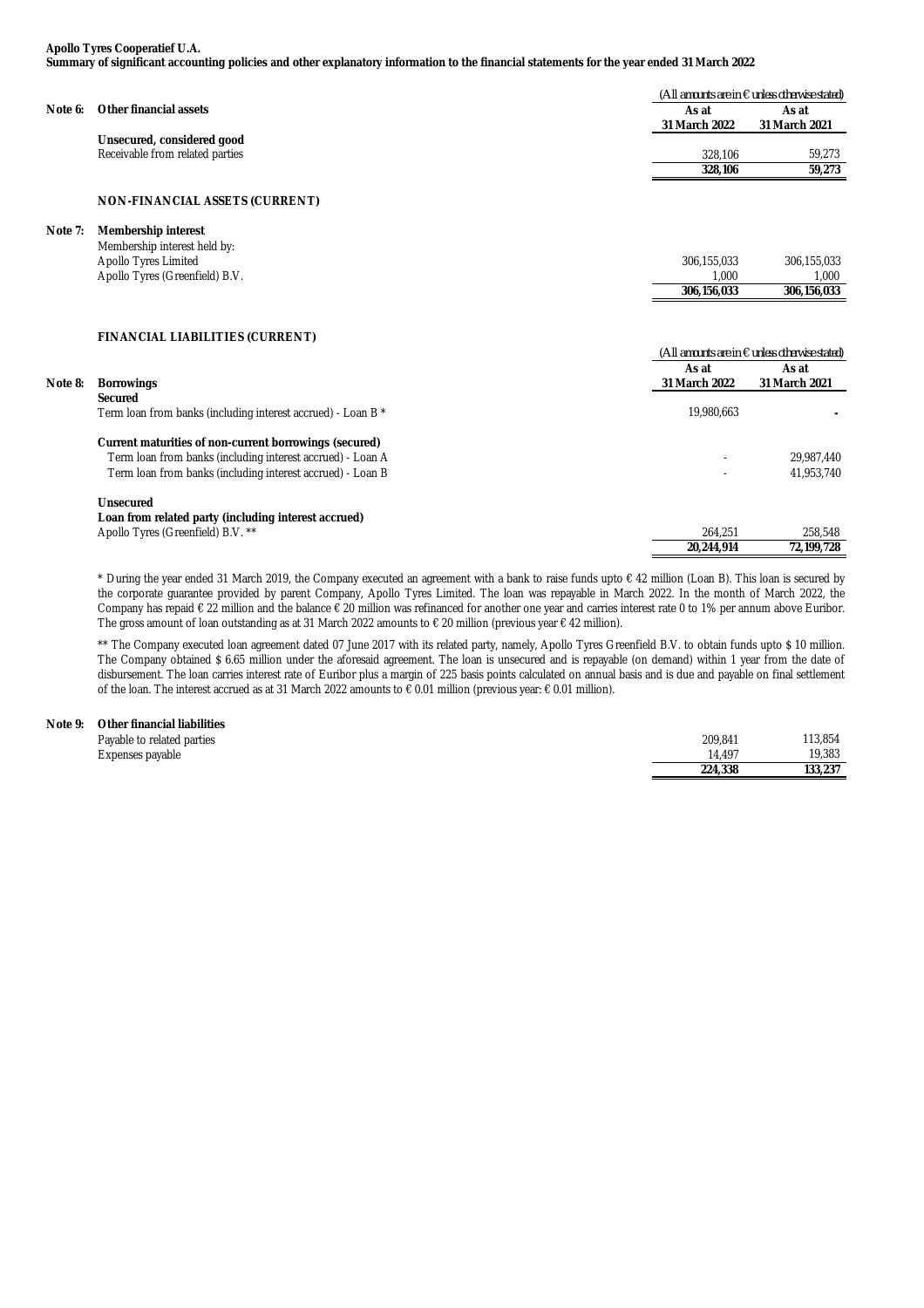**Apollo Tyres Cooperatief U.A.**
**Summary of significant accounting policies and other explanatory information to the financial statements for the year ended 31 March 2022**

(All amounts are in € unless otherwise stated)

| | | As at 31 March 2022 | As at 31 March 2021 |
|---|---|---|---|
| **Note 6:** | **Other financial assets** | | |
| | **Unsecured, considered good** | | |
| | Receivable from related parties | 328,106 | 59,273 |
| | | **328,106** | **59,273** |
| | **NON-FINANCIAL ASSETS (CURRENT)** | | |
| **Note 7:** | **Membership interest** | | |
| | Membership interest held by: | | |
| | Apollo Tyres Limited | 306,155,033 | 306,155,033 |
| | Apollo Tyres (Greenfield) B.V. | 1,000 | 1,000 |
| | | **306,156,033** | **306,156,033** |

**FINANCIAL LIABILITIES (CURRENT)**

(All amounts are in € unless otherwise stated)

| | | As at 31 March 2022 | As at 31 March 2021 |
|---|---|---|---|
| **Note 8:** | **Borrowings** | | |
| | **Secured** | | |
| | Term loan from banks (including interest accrued) - Loan B * | 19,980,663 | - |
| | **Current maturities of non-current borrowings (secured)** | | |
| | Term loan from banks (including interest accrued) - Loan A | - | 29,987,440 |
| | Term loan from banks (including interest accrued) - Loan B | - | 41,953,740 |
| | **Unsecured** | | |
| | **Loan from related party (including interest accrued)** | | |
| | Apollo Tyres (Greenfield) B.V. ** | 264,251 | 258,548 |
| | | **20,244,914** | **72,199,728** |

* During the year ended 31 March 2019, the Company executed an agreement with a bank to raise funds upto € 42 million (Loan B). This loan is secured by the corporate guarantee provided by parent Company, Apollo Tyres Limited. The loan was repayable in March 2022. In the month of March 2022, the Company has repaid € 22 million and the balance € 20 million was refinanced for another one year and carries interest rate 0 to 1% per annum above Euribor. The gross amount of loan outstanding as at 31 March 2022 amounts to € 20 million (previous year € 42 million).

** The Company executed loan agreement dated 07 June 2017 with its related party, namely, Apollo Tyres Greenfield B.V. to obtain funds upto $ 10 million. The Company obtained $ 6.65 million under the aforesaid agreement. The loan is unsecured and is repayable (on demand) within 1 year from the date of disbursement. The loan carries interest rate of Euribor plus a margin of 225 basis points calculated on annual basis and is due and payable on final settlement of the loan. The interest accrued as at 31 March 2022 amounts to € 0.01 million (previous year: € 0.01 million).

| | | As at 31 March 2022 | As at 31 March 2021 |
|---|---|---|---|
| **Note 9:** | **Other financial liabilities** | | |
| | Payable to related parties | 209,841 | 113,854 |
| | Expenses payable | 14,497 | 19,383 |
| | | **224,338** | **133,237** |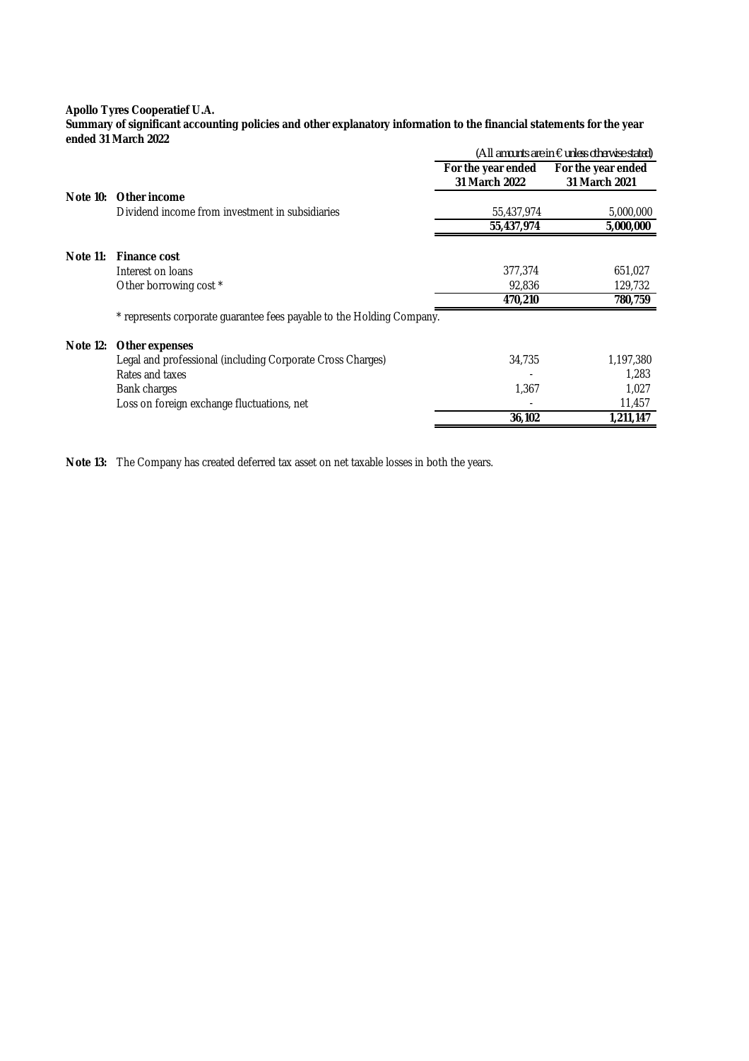**Apollo Tyres Cooperatief U.A.**

**Summary of significant accounting policies and other explanatory information to the financial statements for the year ended 31 March 2022**

*(All amounts are in € unless otherwise stated)*

| | | For the year ended 31 March 2022 | For the year ended 31 March 2021 |
|---|---|---|---|
| **Note 10:** | **Other income** | | |
| | Dividend income from investment in subsidiaries | 55,437,974 | 5,000,000 |
| | | **55,437,974** | **5,000,000** |
| **Note 11:** | **Finance cost** | | |
| | Interest on loans | 377,374 | 651,027 |
| | Other borrowing cost * | 92,836 | 129,732 |
| | | **470,210** | **780,759** |
| | * represents corporate guarantee fees payable to the Holding Company. | | |
| **Note 12:** | **Other expenses** | | |
| | Legal and professional (including Corporate Cross Charges) | 34,735 | 1,197,380 |
| | Rates and taxes | - | 1,283 |
| | Bank charges | 1,367 | 1,027 |
| | Loss on foreign exchange fluctuations, net | - | 11,457 |
| | | **36,102** | **1,211,147** |

**Note 13:** The Company has created deferred tax asset on net taxable losses in both the years.